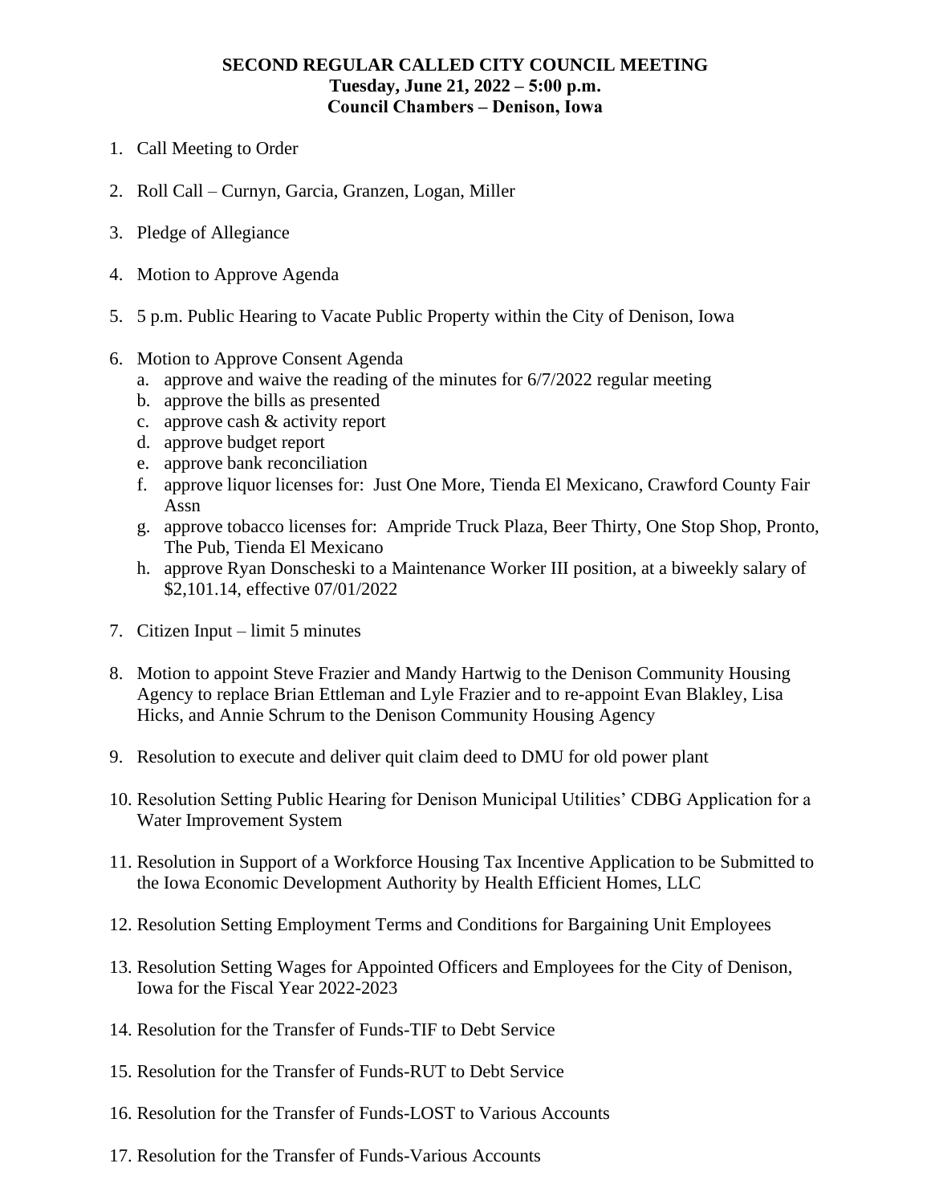**SECOND REGULAR CALLED CITY COUNCIL MEETING**
**Tuesday, June 21, 2022 – 5:00 p.m.**
**Council Chambers – Denison, Iowa**

1. Call Meeting to Order

2. Roll Call – Curnyn, Garcia, Granzen, Logan, Miller

3. Pledge of Allegiance

4. Motion to Approve Agenda

5. 5 p.m. Public Hearing to Vacate Public Property within the City of Denison, Iowa

6. Motion to Approve Consent Agenda
   a. approve and waive the reading of the minutes for 6/7/2022 regular meeting
   b. approve the bills as presented
   c. approve cash & activity report
   d. approve budget report
   e. approve bank reconciliation
   f. approve liquor licenses for: Just One More, Tienda El Mexicano, Crawford County Fair Assn
   g. approve tobacco licenses for: Ampride Truck Plaza, Beer Thirty, One Stop Shop, Pronto, The Pub, Tienda El Mexicano
   h. approve Ryan Donscheski to a Maintenance Worker III position, at a biweekly salary of $2,101.14, effective 07/01/2022

7. Citizen Input – limit 5 minutes

8. Motion to appoint Steve Frazier and Mandy Hartwig to the Denison Community Housing Agency to replace Brian Ettleman and Lyle Frazier and to re-appoint Evan Blakley, Lisa Hicks, and Annie Schrum to the Denison Community Housing Agency

9. Resolution to execute and deliver quit claim deed to DMU for old power plant

10. Resolution Setting Public Hearing for Denison Municipal Utilities' CDBG Application for a Water Improvement System

11. Resolution in Support of a Workforce Housing Tax Incentive Application to be Submitted to the Iowa Economic Development Authority by Health Efficient Homes, LLC

12. Resolution Setting Employment Terms and Conditions for Bargaining Unit Employees

13. Resolution Setting Wages for Appointed Officers and Employees for the City of Denison, Iowa for the Fiscal Year 2022-2023

14. Resolution for the Transfer of Funds-TIF to Debt Service

15. Resolution for the Transfer of Funds-RUT to Debt Service

16. Resolution for the Transfer of Funds-LOST to Various Accounts

17. Resolution for the Transfer of Funds-Various Accounts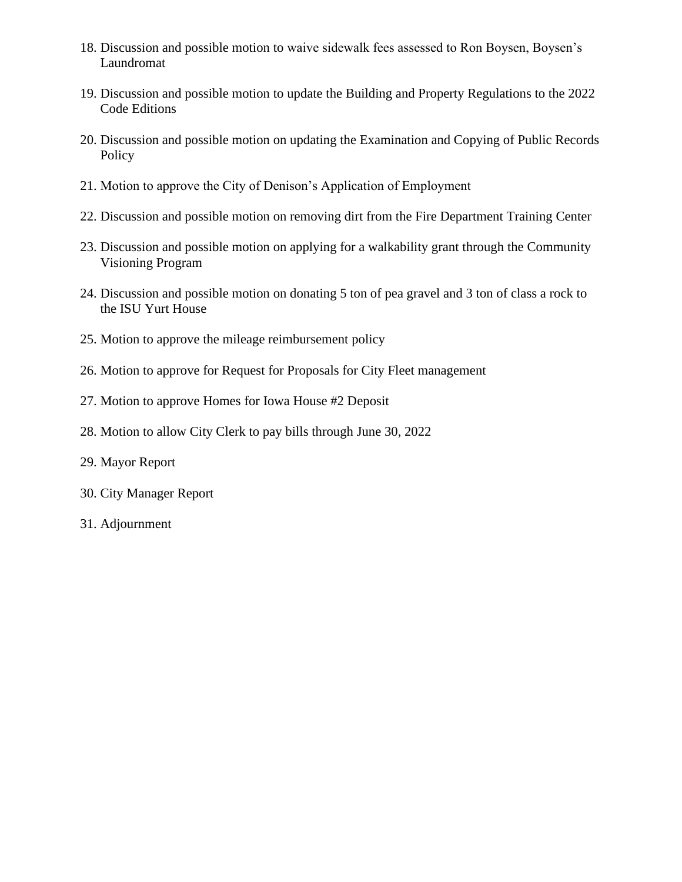18. Discussion and possible motion to waive sidewalk fees assessed to Ron Boysen, Boysen's Laundromat

19. Discussion and possible motion to update the Building and Property Regulations to the 2022 Code Editions

20. Discussion and possible motion on updating the Examination and Copying of Public Records Policy

21. Motion to approve the City of Denison's Application of Employment

22. Discussion and possible motion on removing dirt from the Fire Department Training Center

23. Discussion and possible motion on applying for a walkability grant through the Community Visioning Program

24. Discussion and possible motion on donating 5 ton of pea gravel and 3 ton of class a rock to the ISU Yurt House

25. Motion to approve the mileage reimbursement policy

26. Motion to approve for Request for Proposals for City Fleet management

27. Motion to approve Homes for Iowa House #2 Deposit

28. Motion to allow City Clerk to pay bills through June 30, 2022

29. Mayor Report

30. City Manager Report

31. Adjournment